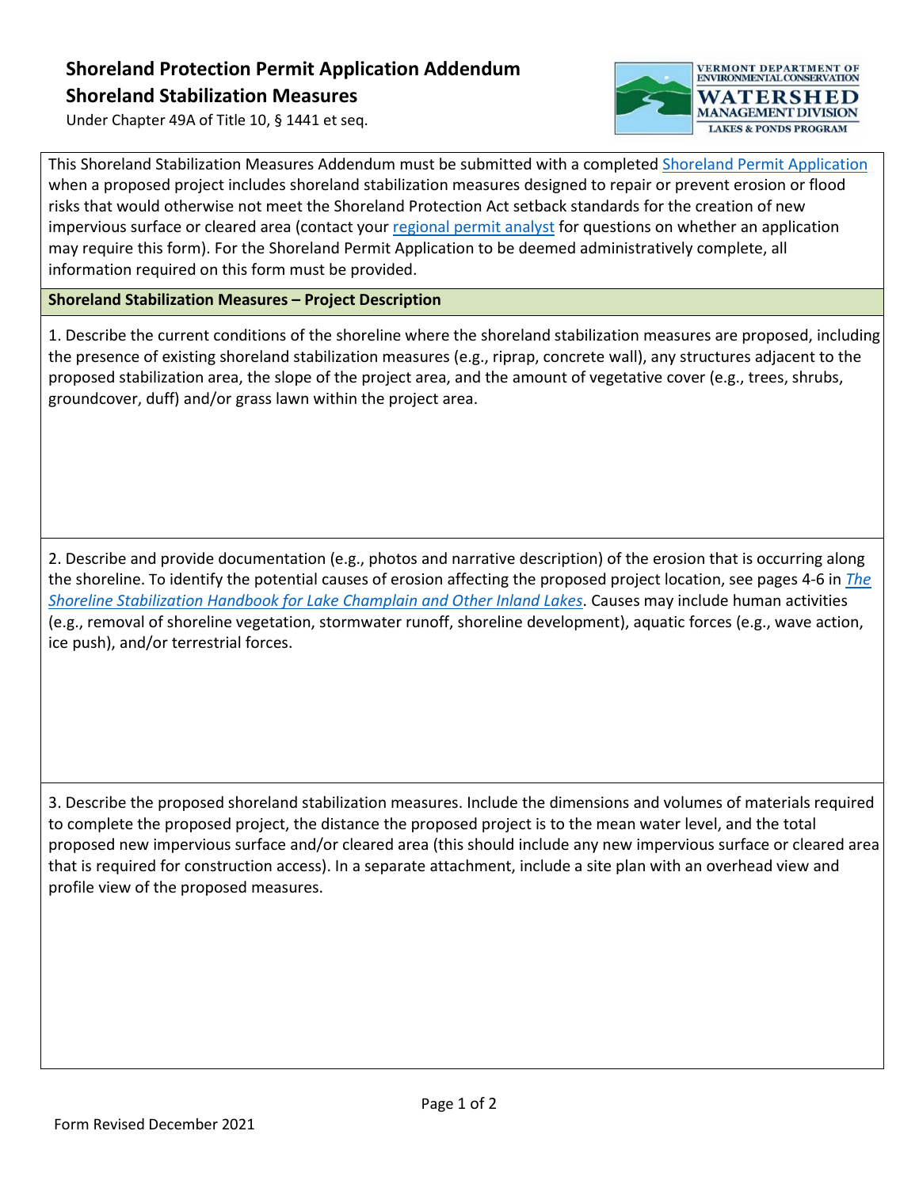# Shoreland Protection Permit Application Addendum

## Shoreland Stabilization Measures

Under Chapter 49A of Title 10, § 1441 et seq.

VERMONT DEPARTMENT OF ENVIRONMENTAL CONSERVATION
WATERSHED MANAGEMENT DIVISION
LAKES & PONDS PROGRAM

This Shoreland Stabilization Measures Addendum must be submitted with a completed Shoreland Permit Application when a proposed project includes shoreland stabilization measures designed to repair or prevent erosion or flood risks that would otherwise not meet the Shoreland Protection Act setback standards for the creation of new impervious surface or cleared area (contact your regional permit analyst for questions on whether an application may require this form). For the Shoreland Permit Application to be deemed administratively complete, all information required on this form must be provided.

**Shoreland Stabilization Measures – Project Description**

1. Describe the current conditions of the shoreline where the shoreland stabilization measures are proposed, including the presence of existing shoreland stabilization measures (e.g., riprap, concrete wall), any structures adjacent to the proposed stabilization area, the slope of the project area, and the amount of vegetative cover (e.g., trees, shrubs, groundcover, duff) and/or grass lawn within the project area.

2. Describe and provide documentation (e.g., photos and narrative description) of the erosion that is occurring along the shoreline. To identify the potential causes of erosion affecting the proposed project location, see pages 4-6 in *The Shoreline Stabilization Handbook for Lake Champlain and Other Inland Lakes*. Causes may include human activities (e.g., removal of shoreline vegetation, stormwater runoff, shoreline development), aquatic forces (e.g., wave action, ice push), and/or terrestrial forces.

3. Describe the proposed shoreland stabilization measures. Include the dimensions and volumes of materials required to complete the proposed project, the distance the proposed project is to the mean water level, and the total proposed new impervious surface and/or cleared area (this should include any new impervious surface or cleared area that is required for construction access). In a separate attachment, include a site plan with an overhead view and profile view of the proposed measures.

Form Revised December 2021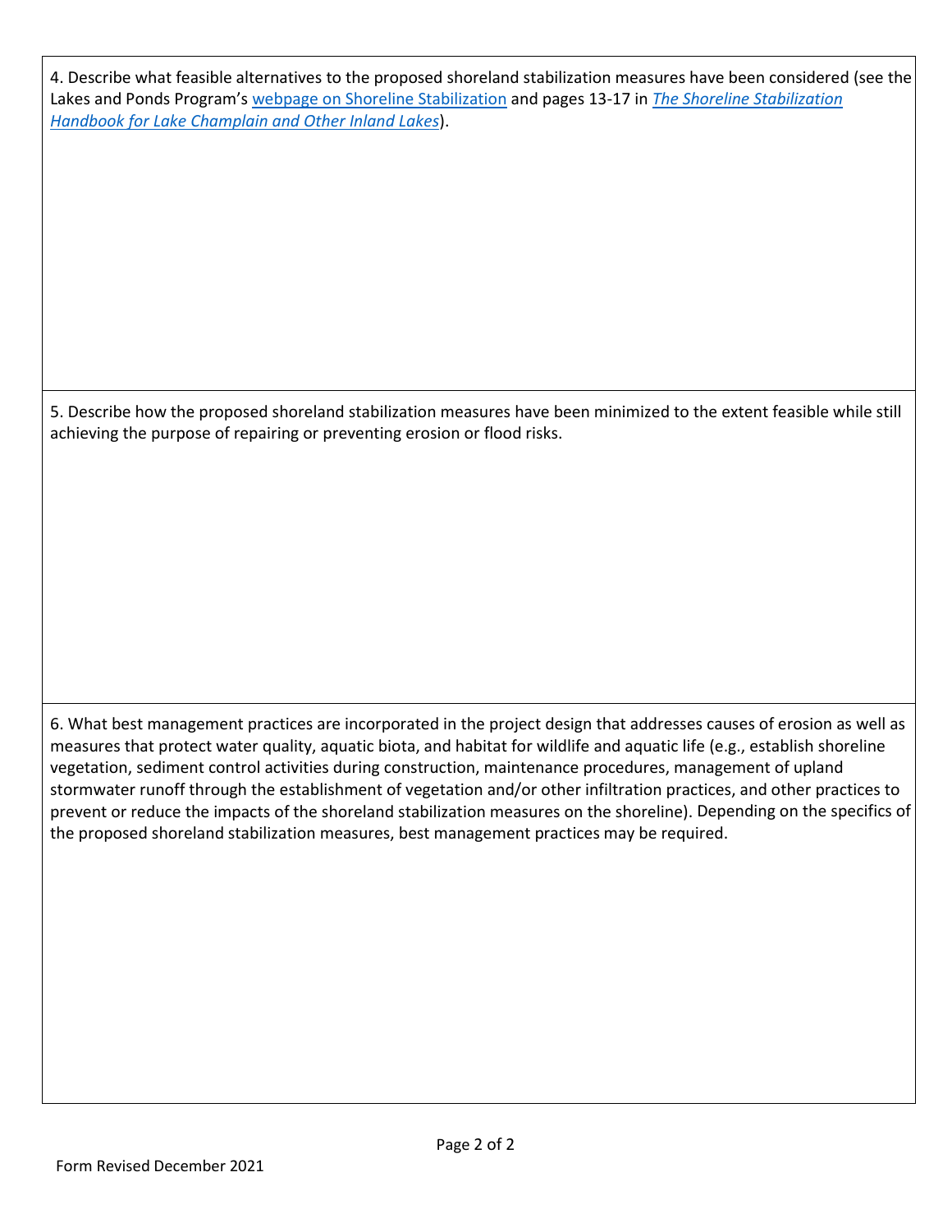4. Describe what feasible alternatives to the proposed shoreland stabilization measures have been considered (see the Lakes and Ponds Program's webpage on Shoreline Stabilization and pages 13-17 in *The Shoreline Stabilization Handbook for Lake Champlain and Other Inland Lakes*).

5. Describe how the proposed shoreland stabilization measures have been minimized to the extent feasible while still achieving the purpose of repairing or preventing erosion or flood risks.

6. What best management practices are incorporated in the project design that addresses causes of erosion as well as measures that protect water quality, aquatic biota, and habitat for wildlife and aquatic life (e.g., establish shoreline vegetation, sediment control activities during construction, maintenance procedures, management of upland stormwater runoff through the establishment of vegetation and/or other infiltration practices, and other practices to prevent or reduce the impacts of the shoreland stabilization measures on the shoreline). Depending on the specifics of the proposed shoreland stabilization measures, best management practices may be required.

Form Revised December 2021